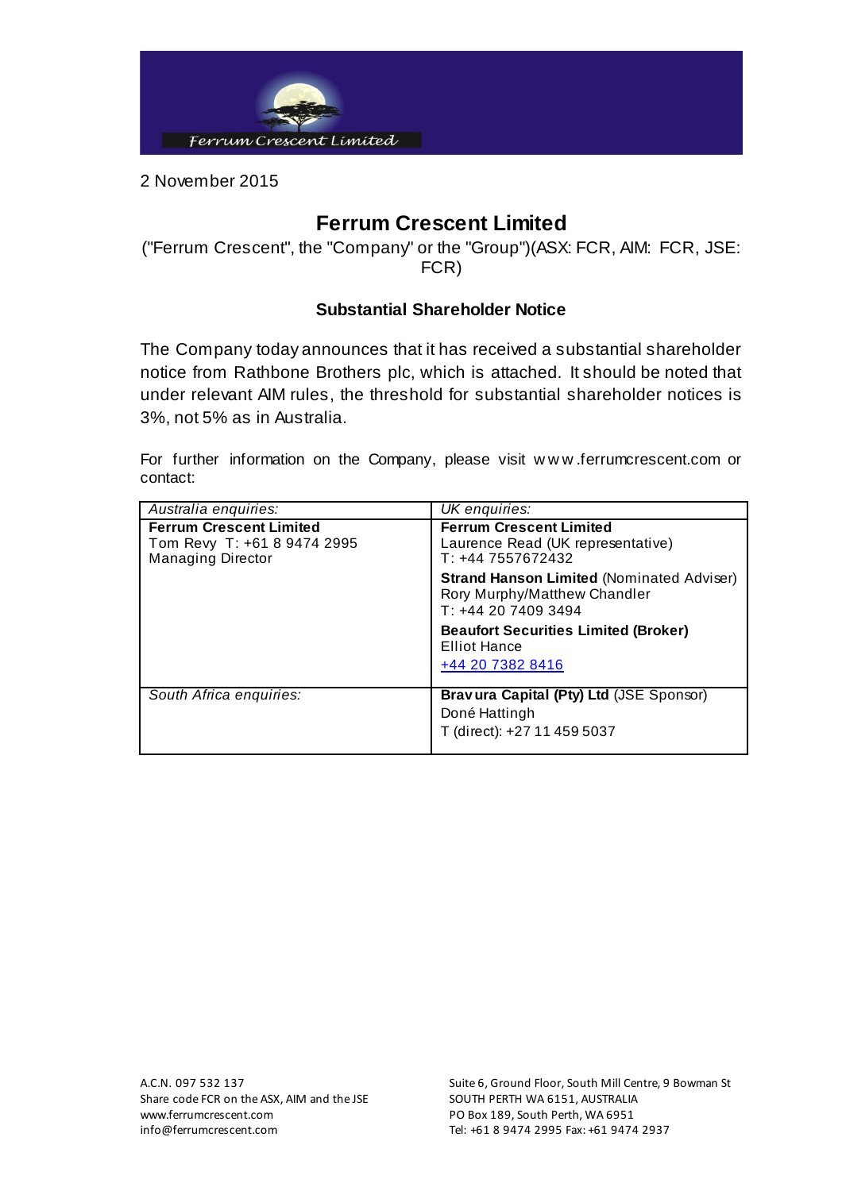2 November 2015

# Ferrum Crescent Limited

("Ferrum Crescent", the "Company" or the "Group")(ASX: FCR, AIM: FCR, JSE: FCR)

### Substantial Shareholder Notice

The Company today announces that it has received a substantial shareholder notice from Rathbone Brothers plc, which is attached. It should be noted that under relevant AIM rules, the threshold for substantial shareholder notices is 3%, not 5% as in Australia.

For further information on the Company, please visit www.ferrumcrescent.com or contact:

| *Australia enquiries:* | *UK enquiries:* |
|---|---|
| **Ferrum Crescent Limited**<br>Tom Revy T: +61 8 9474 2995<br>Managing Director | **Ferrum Crescent Limited**<br>Laurence Read (UK representative)<br>T: +44 7557672432<br>**Strand Hanson Limited** (Nominated Adviser)<br>Rory Murphy/Matthew Chandler<br>T: +44 20 7409 3494<br>**Beaufort Securities Limited (Broker)**<br>Elliot Hance<br>+44 20 7382 8416 |
| *South Africa enquiries:* | **Bravura Capital (Pty) Ltd** (JSE Sponsor)<br>Doné Hattingh<br>T (direct): +27 11 459 5037 |

A.C.N. 097 532 137
Share code FCR on the ASX, AIM and the JSE
www.ferrumcrescent.com
info@ferrumcrescent.com

Suite 6, Ground Floor, South Mill Centre, 9 Bowman St
SOUTH PERTH WA 6151, AUSTRALIA
PO Box 189, South Perth, WA 6951
Tel: +61 8 9474 2995 Fax: +61 9474 2937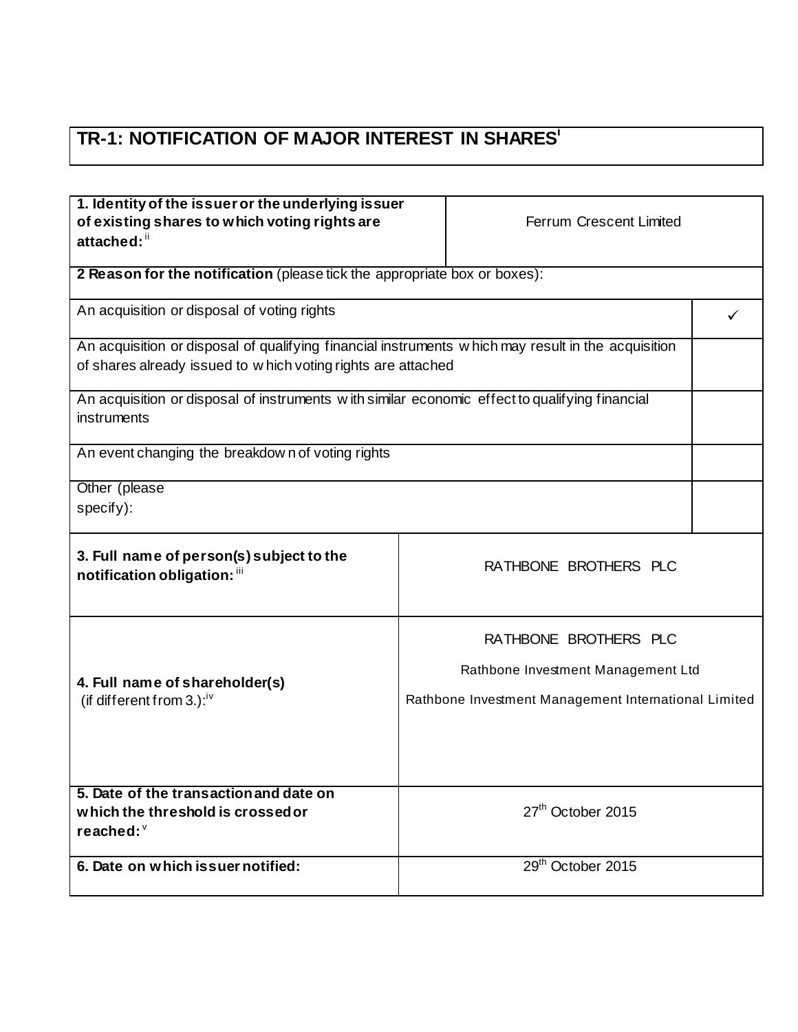# TR-1: NOTIFICATION OF MAJOR INTEREST IN SHARES[i]

| **1. Identity of the issuer or the underlying issuer of existing shares to which voting rights are attached:** [ii] | Ferrum Crescent Limited |
|---|---|
| **2 Reason for the notification** (please tick the appropriate box or boxes): | |
| An acquisition or disposal of voting rights | ✓ |
| An acquisition or disposal of qualifying financial instruments which may result in the acquisition of shares already issued to which voting rights are attached | |
| An acquisition or disposal of instruments with similar economic effect to qualifying financial instruments | |
| An event changing the breakdown of voting rights | |
| Other (please specify): | |
| **3. Full name of person(s) subject to the notification obligation:** [iii] | RATHBONE BROTHERS PLC |
| **4. Full name of shareholder(s)** (if different from 3.):[iv] | RATHBONE BROTHERS PLC<br>Rathbone Investment Management Ltd<br>Rathbone Investment Management International Limited |
| **5. Date of the transaction and date on which the threshold is crossed or reached:** [v] | 27th October 2015 |
| **6. Date on which issuer notified:** | 29th October 2015 |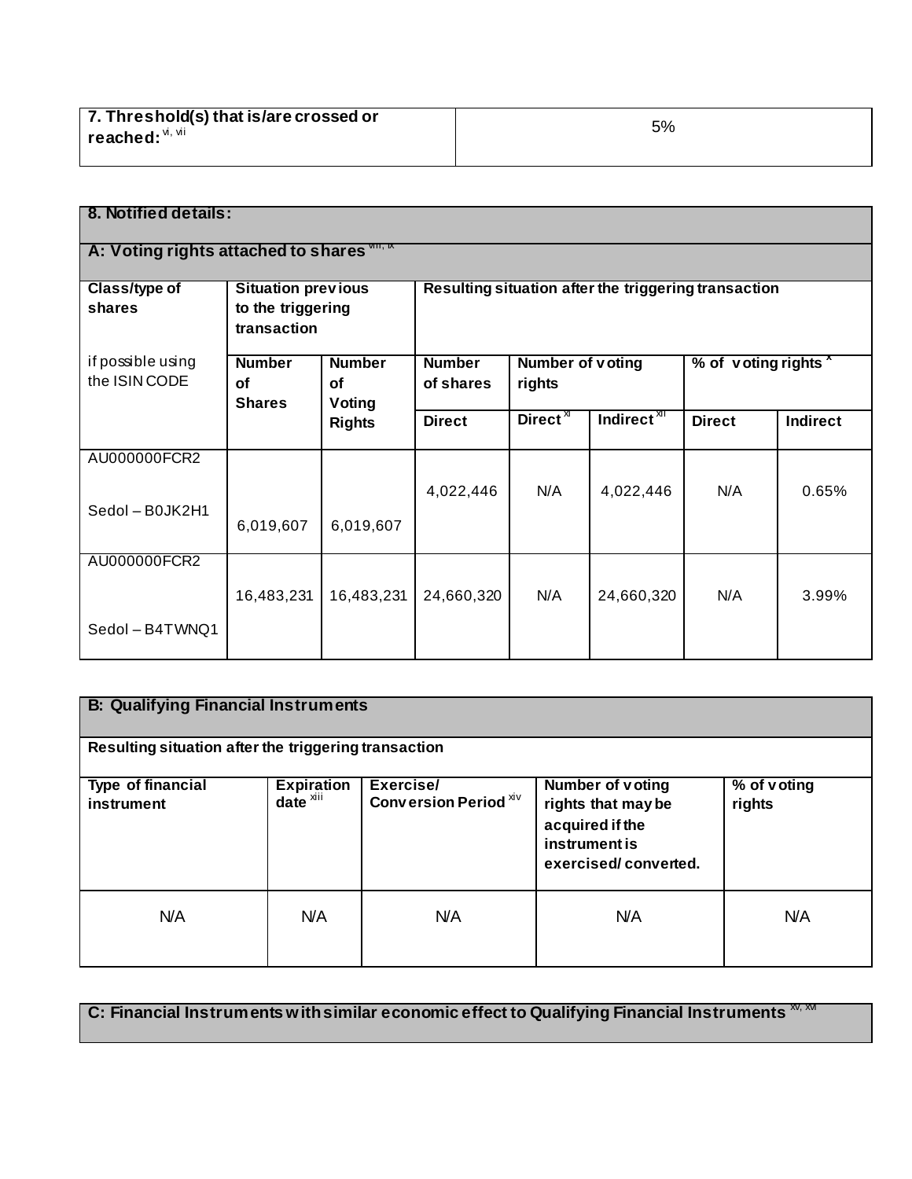| 7. Threshold(s) that is/are crossed or reached: [vi, vii] | 5% |
|---|---|

## 8. Notified details:

### A: Voting rights attached to shares [viii, ix]

| Class/type of shares if possible using the ISIN CODE | Situation previous to the triggering transaction | | Resulting situation after the triggering transaction | | | | |
|---|---|---|---|---|---|---|---|
| | Number of Shares | Number of Voting Rights | Number of shares | Number of voting rights | | % of voting rights [x] | |
| | | | Direct | Direct [xi] | Indirect [xii] | Direct | Indirect |
| AU000000FCR2 Sedol – B0JK2H1 | 6,019,607 | 6,019,607 | 4,022,446 | N/A | 4,022,446 | N/A | 0.65% |
| AU000000FCR2 Sedol – B4TWNQ1 | 16,483,231 | 16,483,231 | 24,660,320 | N/A | 24,660,320 | N/A | 3.99% |

### B: Qualifying Financial Instruments

Resulting situation after the triggering transaction

| Type of financial instrument | Expiration date [xiii] | Exercise/ Conversion Period [xiv] | Number of voting rights that may be acquired if the instrument is exercised/ converted. | % of voting rights |
|---|---|---|---|---|
| N/A | N/A | N/A | N/A | N/A |

### C: Financial Instruments with similar economic effect to Qualifying Financial Instruments [xv, xvi]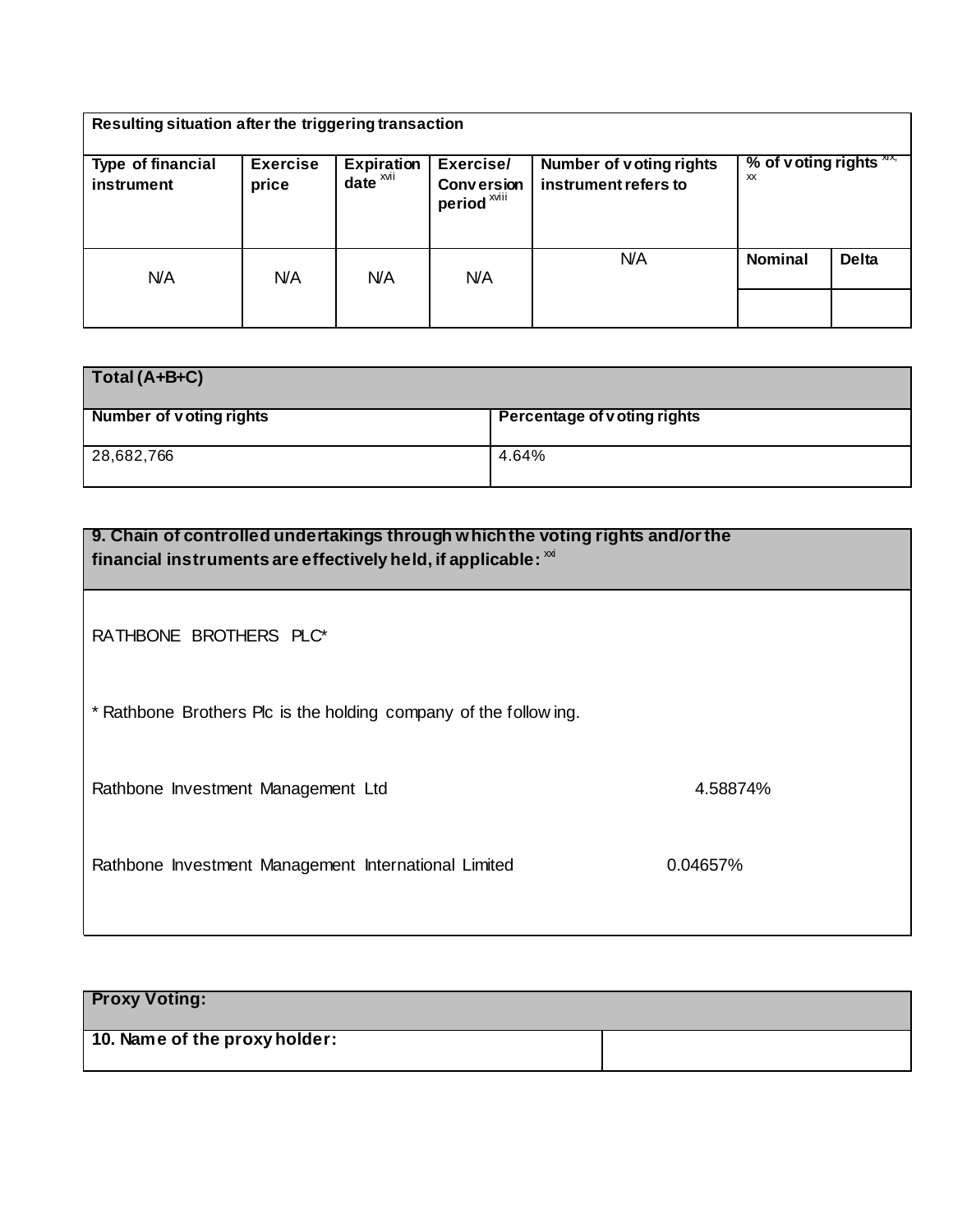| Resulting situation after the triggering transaction | | | | | | |
|---|---|---|---|---|---|---|
| Type of financial instrument | Exercise price | Expiration date [xvii] | Exercise/ Conversion period [xviii] | Number of voting rights instrument refers to | % of voting rights [xix, xx] | |
| N/A | N/A | N/A | N/A | N/A | Nominal | Delta |
| | | | | | | |

| Total (A+B+C) | |
|---|---|
| Number of voting rights | Percentage of voting rights |
| 28,682,766 | 4.64% |

**9. Chain of controlled undertakings through which the voting rights and/or the financial instruments are effectively held, if applicable:** [xxi]

RATHBONE BROTHERS PLC*

* Rathbone Brothers Plc is the holding company of the following.

| | |
|---|---|
| Rathbone Investment Management Ltd | 4.58874% |
| Rathbone Investment Management International Limited | 0.04657% |

| Proxy Voting: | |
|---|---|
| 10. Name of the proxy holder: | |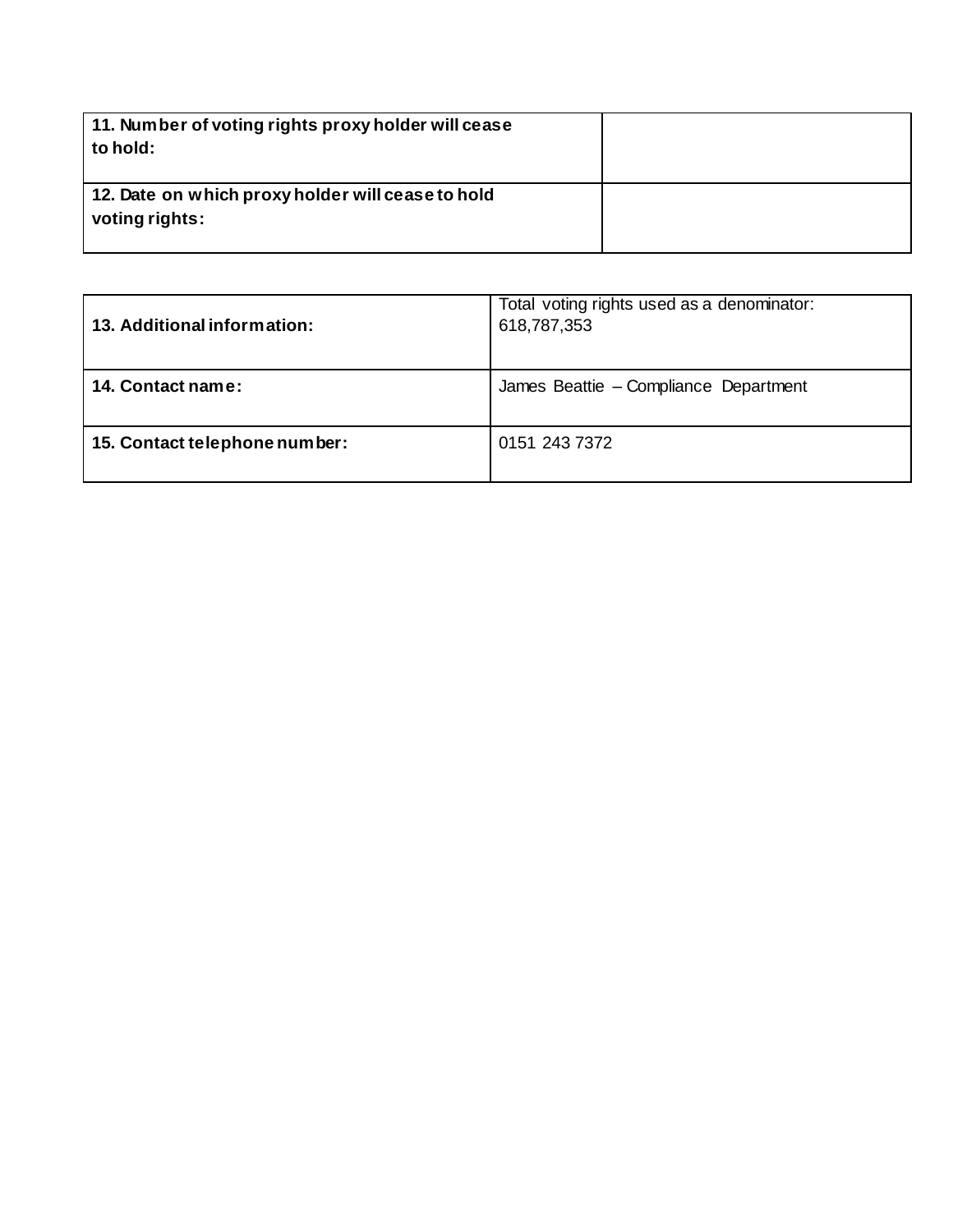| | |
|---|---|
| **11. Number of voting rights proxy holder will cease to hold:** | |
| **12. Date on which proxy holder will cease to hold voting rights:** | |

| | |
|---|---|
| **13. Additional information:** | Total voting rights used as a denominator: 618,787,353 |
| **14. Contact name:** | James Beattie – Compliance Department |
| **15. Contact telephone number:** | 0151 243 7372 |